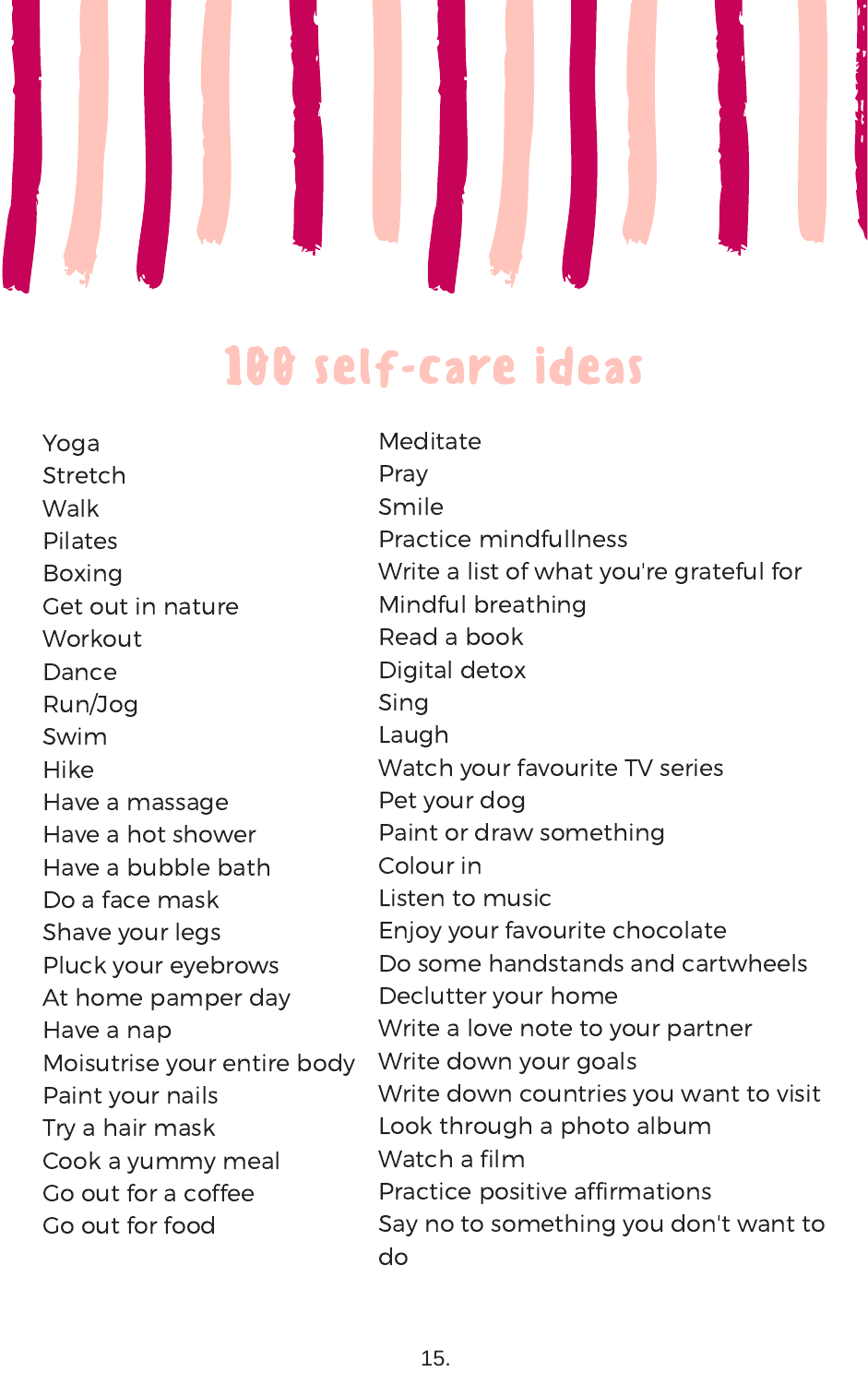# 100 self-care ideas

- Yoga
- Stretch
- Walk
- Pilates
- Boxing
- Get out in nature
- Workout
- Dance
- Run/Jog
- Swim
- Hike
- Have a massage
- Have a hot shower
- Have a bubble bath
- Do a face mask
- Shave your legs
- Pluck your eyebrows
- At home pamper day
- Have a nap
- Moisutrise your entire body
- Paint your nails
- Try a hair mask
- Cook a yummy meal
- Go out for a coffee
- Go out for food
- Meditate
- Pray
- Smile
- Practice mindfullness
- Write a list of what you're grateful for
- Mindful breathing
- Read a book
- Digital detox
- Sing
- Laugh
- Watch your favourite TV series
- Pet your dog
- Paint or draw something
- Colour in
- Listen to music
- Enjoy your favourite chocolate
- Do some handstands and cartwheels
- Declutter your home
- Write a love note to your partner
- Write down your goals
- Write down countries you want to visit
- Look through a photo album
- Watch a film
- Practice positive affirmations
- Say no to something you don't want to do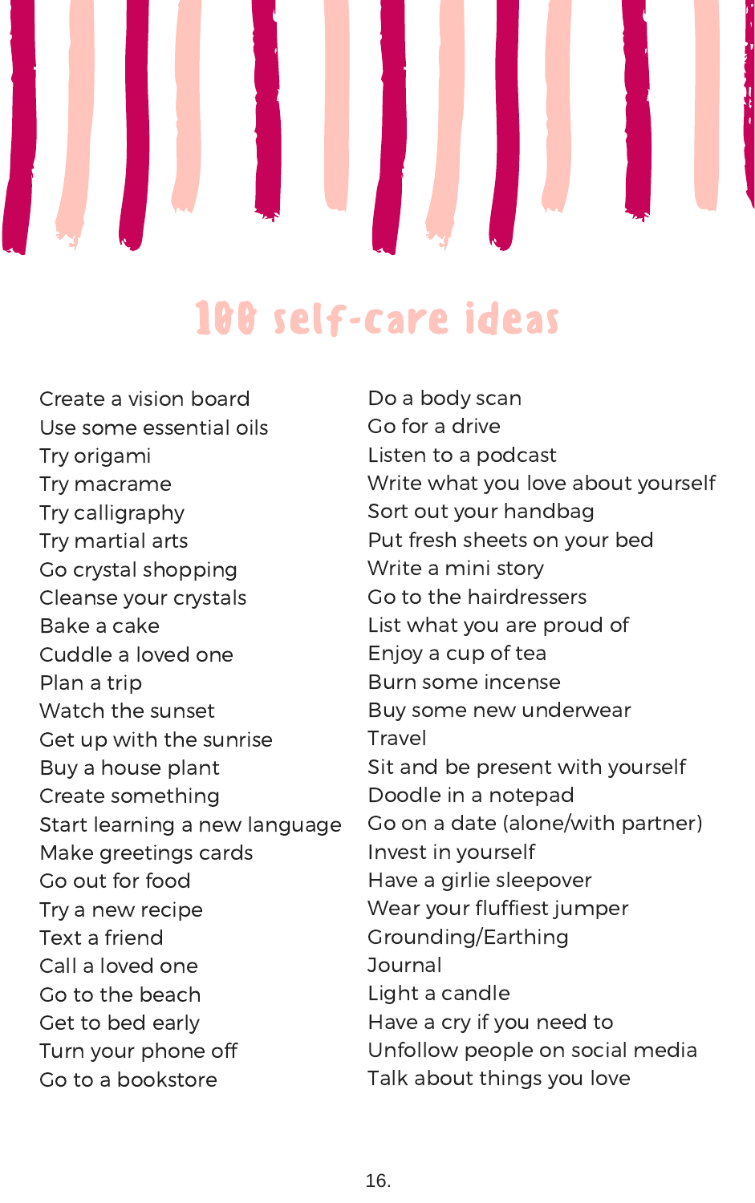# 100 self-care ideas

Create a vision board
Use some essential oils
Try origami
Try macrame
Try calligraphy
Try martial arts
Go crystal shopping
Cleanse your crystals
Bake a cake
Cuddle a loved one
Plan a trip
Watch the sunset
Get up with the sunrise
Buy a house plant
Create something
Start learning a new language
Make greetings cards
Go out for food
Try a new recipe
Text a friend
Call a loved one
Go to the beach
Get to bed early
Turn your phone off
Go to a bookstore
Do a body scan
Go for a drive
Listen to a podcast
Write what you love about yourself
Sort out your handbag
Put fresh sheets on your bed
Write a mini story
Go to the hairdressers
List what you are proud of
Enjoy a cup of tea
Burn some incense
Buy some new underwear
Travel
Sit and be present with yourself
Doodle in a notepad
Go on a date (alone/with partner)
Invest in yourself
Have a girlie sleepover
Wear your fluffiest jumper
Grounding/Earthing
Journal
Light a candle
Have a cry if you need to
Unfollow people on social media
Talk about things you love